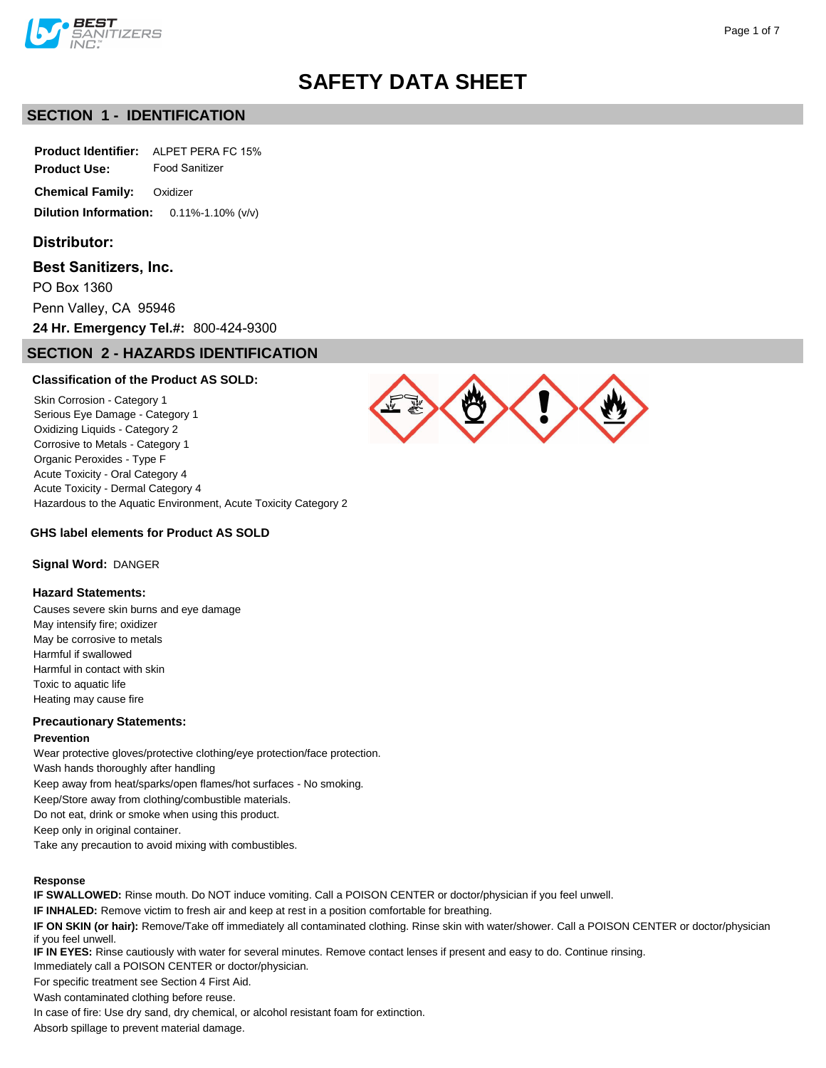# SAFETY DATA SHEET

## SECTION 1 - IDENTIFICATION

**Product Identifier:** ALPET PERA FC 15%
**Product Use:** Food Sanitizer
**Chemical Family:** Oxidizer
**Dilution Information:** 0.11%-1.10% (v/v)

### Distributor:

**Best Sanitizers, Inc.**
PO Box 1360
Penn Valley, CA 95946
**24 Hr. Emergency Tel.#:** 800-424-9300

## SECTION 2 - HAZARDS IDENTIFICATION

### Classification of the Product AS SOLD:

Skin Corrosion - Category 1
Serious Eye Damage - Category 1
Oxidizing Liquids - Category 2
Corrosive to Metals - Category 1
Organic Peroxides - Type F
Acute Toxicity - Oral Category 4
Acute Toxicity - Dermal Category 4
Hazardous to the Aquatic Environment, Acute Toxicity Category 2

### GHS label elements for Product AS SOLD

**Signal Word:** DANGER

### Hazard Statements:

Causes severe skin burns and eye damage
May intensify fire; oxidizer
May be corrosive to metals
Harmful if swallowed
Harmful in contact with skin
Toxic to aquatic life
Heating may cause fire

### Precautionary Statements:

**Prevention**

Wear protective gloves/protective clothing/eye protection/face protection.
Wash hands thoroughly after handling
Keep away from heat/sparks/open flames/hot surfaces - No smoking.
Keep/Store away from clothing/combustible materials.
Do not eat, drink or smoke when using this product.
Keep only in original container.
Take any precaution to avoid mixing with combustibles.

**Response**

**IF SWALLOWED:** Rinse mouth. Do NOT induce vomiting. Call a POISON CENTER or doctor/physician if you feel unwell.
**IF INHALED:** Remove victim to fresh air and keep at rest in a position comfortable for breathing.
**IF ON SKIN (or hair):** Remove/Take off immediately all contaminated clothing. Rinse skin with water/shower. Call a POISON CENTER or doctor/physician if you feel unwell.
**IF IN EYES:** Rinse cautiously with water for several minutes. Remove contact lenses if present and easy to do. Continue rinsing.
Immediately call a POISON CENTER or doctor/physician.
For specific treatment see Section 4 First Aid.
Wash contaminated clothing before reuse.
In case of fire: Use dry sand, dry chemical, or alcohol resistant foam for extinction.
Absorb spillage to prevent material damage.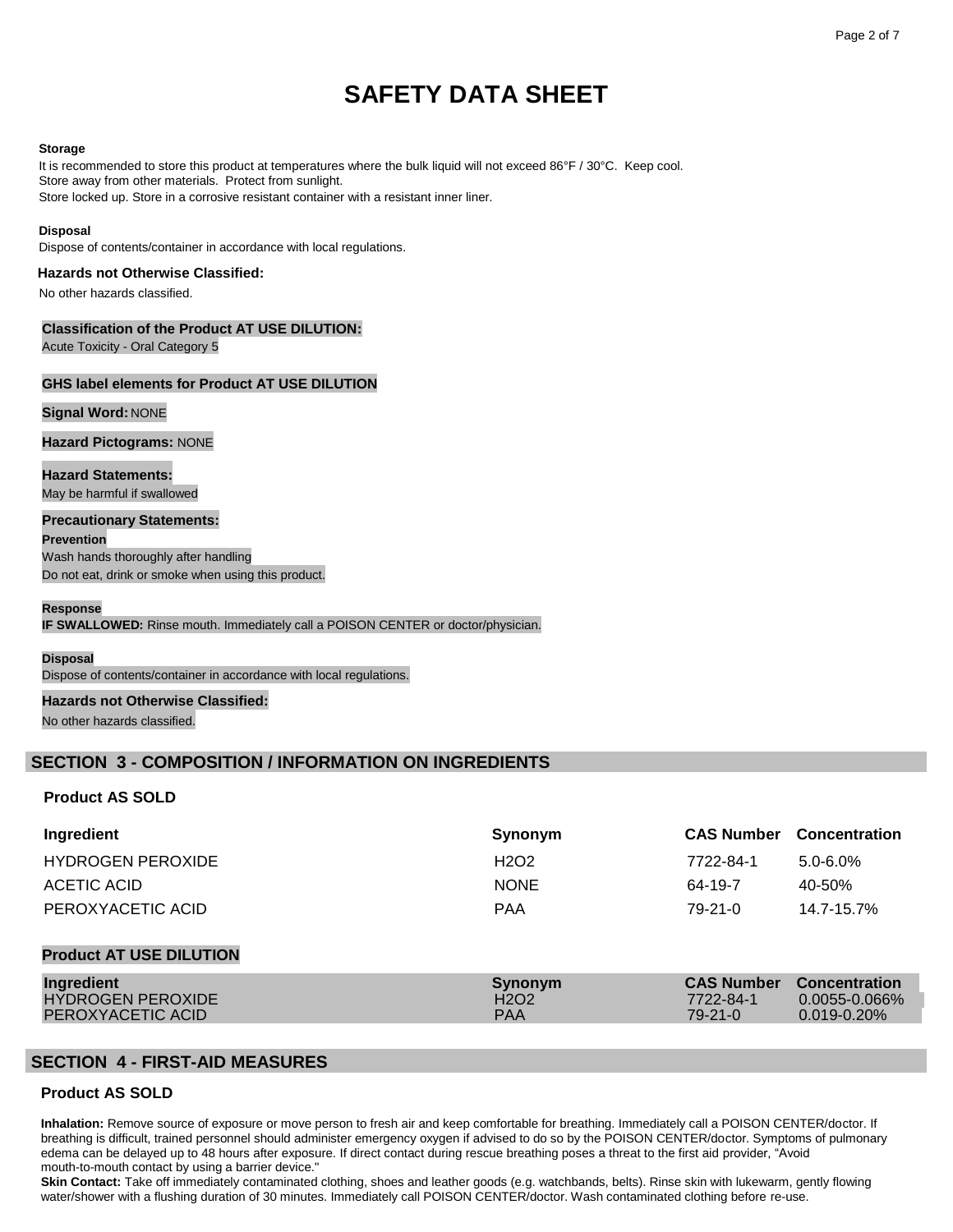# SAFETY DATA SHEET

**Storage**

It is recommended to store this product at temperatures where the bulk liquid will not exceed 86°F / 30°C. Keep cool.
Store away from other materials. Protect from sunlight.
Store locked up. Store in a corrosive resistant container with a resistant inner liner.

**Disposal**

Dispose of contents/container in accordance with local regulations.

**Hazards not Otherwise Classified:**

No other hazards classified.

**Classification of the Product AT USE DILUTION:**

Acute Toxicity - Oral Category 5

**GHS label elements for Product AT USE DILUTION**

**Signal Word:** NONE

**Hazard Pictograms:** NONE

**Hazard Statements:**

May be harmful if swallowed

**Precautionary Statements:**

**Prevention**

Wash hands thoroughly after handling
Do not eat, drink or smoke when using this product.

**Response**

**IF SWALLOWED:** Rinse mouth. Immediately call a POISON CENTER or doctor/physician.

**Disposal**

Dispose of contents/container in accordance with local regulations.

**Hazards not Otherwise Classified:**

No other hazards classified.

## SECTION 3 - COMPOSITION / INFORMATION ON INGREDIENTS

### Product AS SOLD

| Ingredient | Synonym | CAS Number | Concentration |
|---|---|---|---|
| HYDROGEN PEROXIDE | H2O2 | 7722-84-1 | 5.0-6.0% |
| ACETIC ACID | NONE | 64-19-7 | 40-50% |
| PEROXYACETIC ACID | PAA | 79-21-0 | 14.7-15.7% |

### Product AT USE DILUTION

| Ingredient | Synonym | CAS Number | Concentration |
|---|---|---|---|
| HYDROGEN PEROXIDE | H2O2 | 7722-84-1 | 0.0055-0.066% |
| PEROXYACETIC ACID | PAA | 79-21-0 | 0.019-0.20% |

## SECTION 4 - FIRST-AID MEASURES

### Product AS SOLD

**Inhalation:** Remove source of exposure or move person to fresh air and keep comfortable for breathing. Immediately call a POISON CENTER/doctor. If breathing is difficult, trained personnel should administer emergency oxygen if advised to do so by the POISON CENTER/doctor. Symptoms of pulmonary edema can be delayed up to 48 hours after exposure. If direct contact during rescue breathing poses a threat to the first aid provider, "Avoid mouth-to-mouth contact by using a barrier device."

**Skin Contact:** Take off immediately contaminated clothing, shoes and leather goods (e.g. watchbands, belts). Rinse skin with lukewarm, gently flowing water/shower with a flushing duration of 30 minutes. Immediately call POISON CENTER/doctor. Wash contaminated clothing before re-use.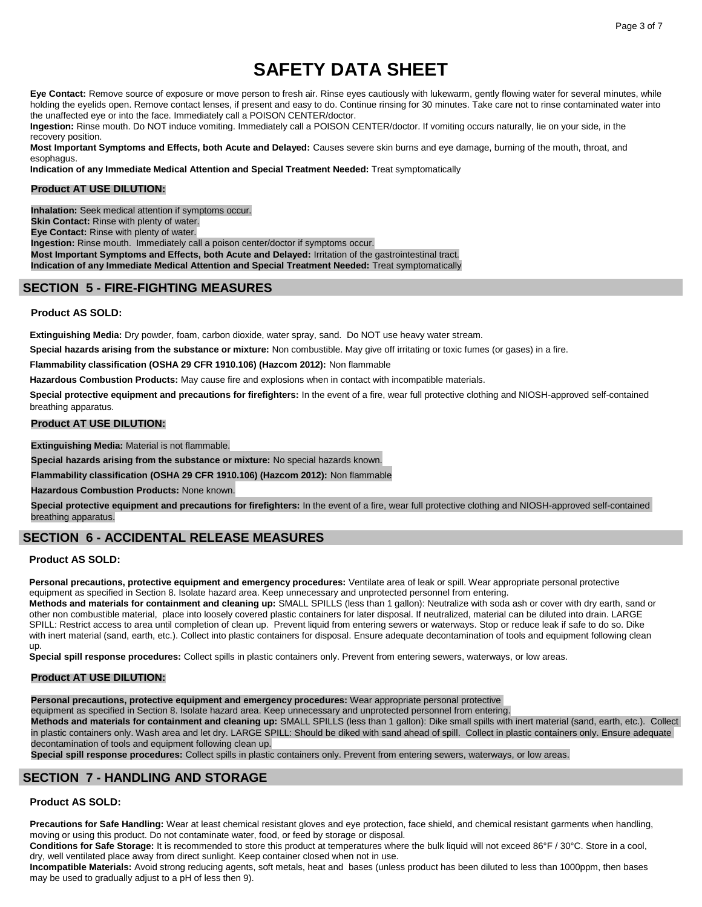# SAFETY DATA SHEET

**Eye Contact:** Remove source of exposure or move person to fresh air. Rinse eyes cautiously with lukewarm, gently flowing water for several minutes, while holding the eyelids open. Remove contact lenses, if present and easy to do. Continue rinsing for 30 minutes. Take care not to rinse contaminated water into the unaffected eye or into the face. Immediately call a POISON CENTER/doctor.
**Ingestion:** Rinse mouth. Do NOT induce vomiting. Immediately call a POISON CENTER/doctor. If vomiting occurs naturally, lie on your side, in the recovery position.
**Most Important Symptoms and Effects, both Acute and Delayed:** Causes severe skin burns and eye damage, burning of the mouth, throat, and esophagus.
**Indication of any Immediate Medical Attention and Special Treatment Needed:** Treat symptomatically

**Product AT USE DILUTION:**

**Inhalation:** Seek medical attention if symptoms occur.
**Skin Contact:** Rinse with plenty of water.
**Eye Contact:** Rinse with plenty of water.
**Ingestion:** Rinse mouth. Immediately call a poison center/doctor if symptoms occur.
**Most Important Symptoms and Effects, both Acute and Delayed:** Irritation of the gastrointestinal tract.
**Indication of any Immediate Medical Attention and Special Treatment Needed:** Treat symptomatically

## SECTION 5 - FIRE-FIGHTING MEASURES

**Product AS SOLD:**

**Extinguishing Media:** Dry powder, foam, carbon dioxide, water spray, sand. Do NOT use heavy water stream.

**Special hazards arising from the substance or mixture:** Non combustible. May give off irritating or toxic fumes (or gases) in a fire.

**Flammability classification (OSHA 29 CFR 1910.106) (Hazcom 2012):** Non flammable

**Hazardous Combustion Products:** May cause fire and explosions when in contact with incompatible materials.

**Special protective equipment and precautions for firefighters:** In the event of a fire, wear full protective clothing and NIOSH-approved self-contained breathing apparatus.

**Product AT USE DILUTION:**

**Extinguishing Media:** Material is not flammable.

**Special hazards arising from the substance or mixture:** No special hazards known.

**Flammability classification (OSHA 29 CFR 1910.106) (Hazcom 2012):** Non flammable

**Hazardous Combustion Products:** None known.

**Special protective equipment and precautions for firefighters:** In the event of a fire, wear full protective clothing and NIOSH-approved self-contained breathing apparatus.

## SECTION 6 - ACCIDENTAL RELEASE MEASURES

**Product AS SOLD:**

**Personal precautions, protective equipment and emergency procedures:** Ventilate area of leak or spill. Wear appropriate personal protective equipment as specified in Section 8. Isolate hazard area. Keep unnecessary and unprotected personnel from entering.
**Methods and materials for containment and cleaning up:** SMALL SPILLS (less than 1 gallon): Neutralize with soda ash or cover with dry earth, sand or other non combustible material, place into loosely covered plastic containers for later disposal. If neutralized, material can be diluted into drain. LARGE SPILL: Restrict access to area until completion of clean up. Prevent liquid from entering sewers or waterways. Stop or reduce leak if safe to do so. Dike with inert material (sand, earth, etc.). Collect into plastic containers for disposal. Ensure adequate decontamination of tools and equipment following clean up.
**Special spill response procedures:** Collect spills in plastic containers only. Prevent from entering sewers, waterways, or low areas.

**Product AT USE DILUTION:**

**Personal precautions, protective equipment and emergency procedures:** Wear appropriate personal protective equipment as specified in Section 8. Isolate hazard area. Keep unnecessary and unprotected personnel from entering.
**Methods and materials for containment and cleaning up:** SMALL SPILLS (less than 1 gallon): Dike small spills with inert material (sand, earth, etc.). Collect in plastic containers only. Wash area and let dry. LARGE SPILL: Should be diked with sand ahead of spill. Collect in plastic containers only. Ensure adequate decontamination of tools and equipment following clean up.
**Special spill response procedures:** Collect spills in plastic containers only. Prevent from entering sewers, waterways, or low areas.

## SECTION 7 - HANDLING AND STORAGE

**Product AS SOLD:**

**Precautions for Safe Handling:** Wear at least chemical resistant gloves and eye protection, face shield, and chemical resistant garments when handling, moving or using this product. Do not contaminate water, food, or feed by storage or disposal.
**Conditions for Safe Storage:** It is recommended to store this product at temperatures where the bulk liquid will not exceed 86°F / 30°C. Store in a cool, dry, well ventilated place away from direct sunlight. Keep container closed when not in use.
**Incompatible Materials:** Avoid strong reducing agents, soft metals, heat and bases (unless product has been diluted to less than 1000ppm, then bases may be used to gradually adjust to a pH of less then 9).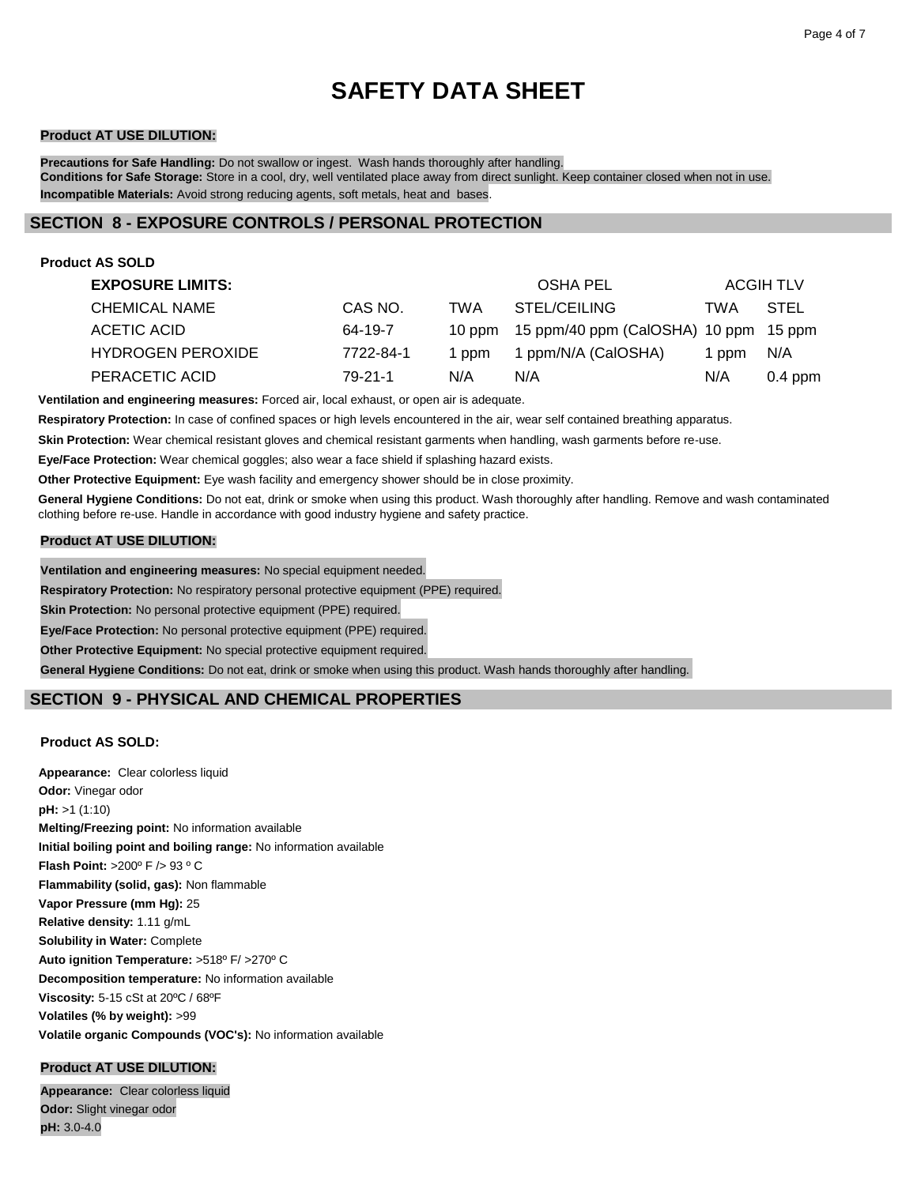# SAFETY DATA SHEET

**Product AT USE DILUTION:**

**Precautions for Safe Handling:** Do not swallow or ingest. Wash hands thoroughly after handling.
**Conditions for Safe Storage:** Store in a cool, dry, well ventilated place away from direct sunlight. Keep container closed when not in use.
**Incompatible Materials:** Avoid strong reducing agents, soft metals, heat and bases.

## SECTION 8 - EXPOSURE CONTROLS / PERSONAL PROTECTION

**Product AS SOLD**

| **EXPOSURE LIMITS:** | | OSHA PEL | | ACGIH TLV | |
|---|---|---|---|---|---|
| CHEMICAL NAME | CAS NO. | TWA | STEL/CEILING | TWA | STEL |
| ACETIC ACID | 64-19-7 | 10 ppm | 15 ppm/40 ppm (CalOSHA) | 10 ppm | 15 ppm |
| HYDROGEN PEROXIDE | 7722-84-1 | 1 ppm | 1 ppm/N/A (CalOSHA) | 1 ppm | N/A |
| PERACETIC ACID | 79-21-1 | N/A | N/A | N/A | 0.4 ppm |

**Ventilation and engineering measures:** Forced air, local exhaust, or open air is adequate.

**Respiratory Protection:** In case of confined spaces or high levels encountered in the air, wear self contained breathing apparatus.

**Skin Protection:** Wear chemical resistant gloves and chemical resistant garments when handling, wash garments before re-use.

**Eye/Face Protection:** Wear chemical goggles; also wear a face shield if splashing hazard exists.

**Other Protective Equipment:** Eye wash facility and emergency shower should be in close proximity.

**General Hygiene Conditions:** Do not eat, drink or smoke when using this product. Wash thoroughly after handling. Remove and wash contaminated clothing before re-use. Handle in accordance with good industry hygiene and safety practice.

**Product AT USE DILUTION:**

**Ventilation and engineering measures:** No special equipment needed.

**Respiratory Protection:** No respiratory personal protective equipment (PPE) required.

**Skin Protection:** No personal protective equipment (PPE) required.

**Eye/Face Protection:** No personal protective equipment (PPE) required.

**Other Protective Equipment:** No special protective equipment required.

**General Hygiene Conditions:** Do not eat, drink or smoke when using this product. Wash hands thoroughly after handling.

## SECTION 9 - PHYSICAL AND CHEMICAL PROPERTIES

**Product AS SOLD:**

**Appearance:** Clear colorless liquid
**Odor:** Vinegar odor
**pH:** >1 (1:10)
**Melting/Freezing point:** No information available
**Initial boiling point and boiling range:** No information available
**Flash Point:** >200º F /> 93 º C
**Flammability (solid, gas):** Non flammable
**Vapor Pressure (mm Hg):** 25
**Relative density:** 1.11 g/mL
**Solubility in Water:** Complete
**Auto ignition Temperature:** >518º F/ >270º C
**Decomposition temperature:** No information available
**Viscosity:** 5-15 cSt at 20ºC / 68ºF
**Volatiles (% by weight):** >99
**Volatile organic Compounds (VOC's):** No information available

**Product AT USE DILUTION:**

**Appearance:** Clear colorless liquid
**Odor:** Slight vinegar odor
**pH:** 3.0-4.0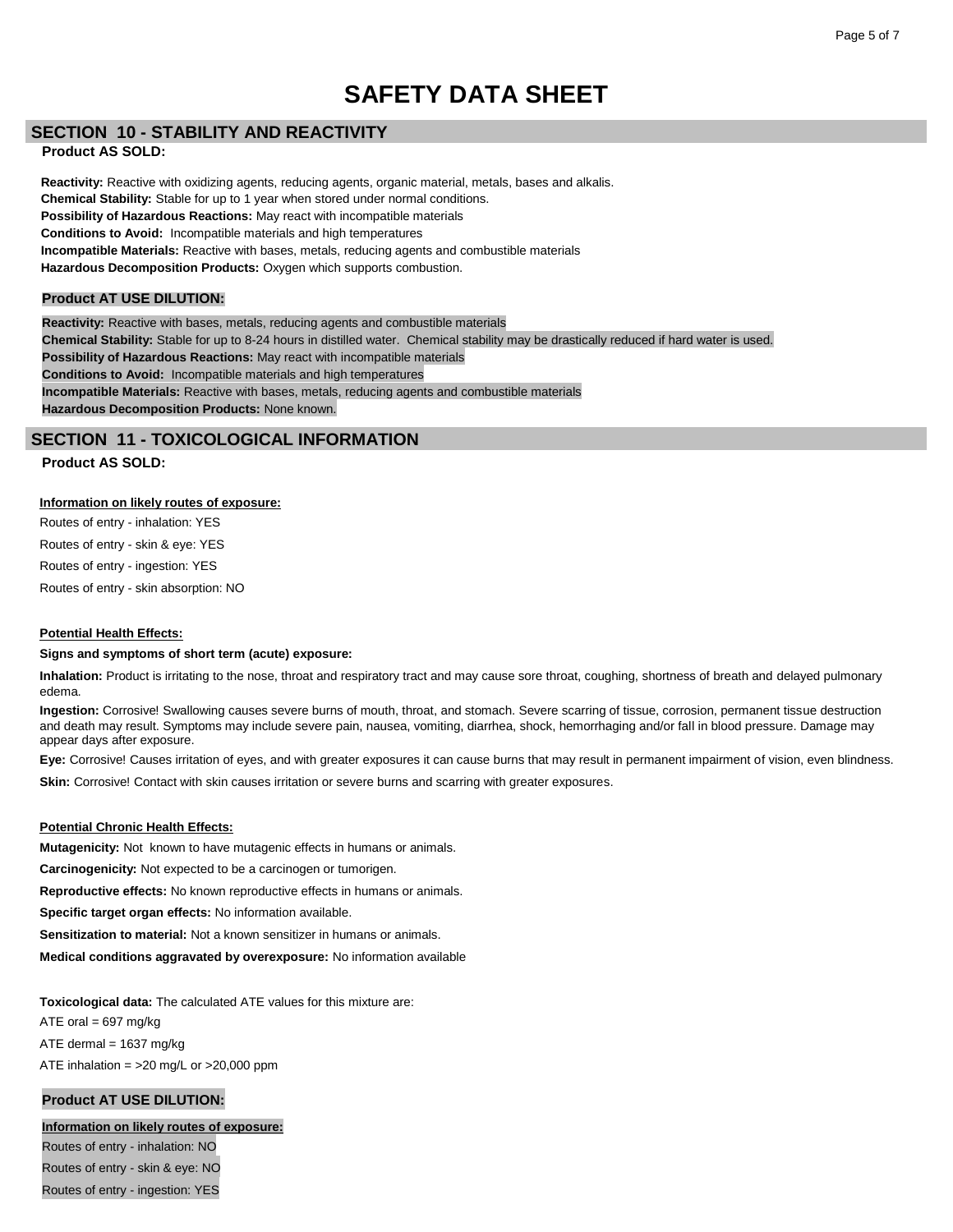# SAFETY DATA SHEET

## SECTION 10 - STABILITY AND REACTIVITY

**Product AS SOLD:**

**Reactivity:** Reactive with oxidizing agents, reducing agents, organic material, metals, bases and alkalis.
**Chemical Stability:** Stable for up to 1 year when stored under normal conditions.
**Possibility of Hazardous Reactions:** May react with incompatible materials
**Conditions to Avoid:** Incompatible materials and high temperatures
**Incompatible Materials:** Reactive with bases, metals, reducing agents and combustible materials
**Hazardous Decomposition Products:** Oxygen which supports combustion.

**Product AT USE DILUTION:**

**Reactivity:** Reactive with bases, metals, reducing agents and combustible materials
**Chemical Stability:** Stable for up to 8-24 hours in distilled water. Chemical stability may be drastically reduced if hard water is used.
**Possibility of Hazardous Reactions:** May react with incompatible materials
**Conditions to Avoid:** Incompatible materials and high temperatures
**Incompatible Materials:** Reactive with bases, metals, reducing agents and combustible materials
**Hazardous Decomposition Products:** None known.

## SECTION 11 - TOXICOLOGICAL INFORMATION

**Product AS SOLD:**

**Information on likely routes of exposure:**

Routes of entry - inhalation: YES
Routes of entry - skin & eye: YES
Routes of entry - ingestion: YES
Routes of entry - skin absorption: NO

**Potential Health Effects:**

**Signs and symptoms of short term (acute) exposure:**

**Inhalation:** Product is irritating to the nose, throat and respiratory tract and may cause sore throat, coughing, shortness of breath and delayed pulmonary edema.

**Ingestion:** Corrosive! Swallowing causes severe burns of mouth, throat, and stomach. Severe scarring of tissue, corrosion, permanent tissue destruction and death may result. Symptoms may include severe pain, nausea, vomiting, diarrhea, shock, hemorrhaging and/or fall in blood pressure. Damage may appear days after exposure.

**Eye:** Corrosive! Causes irritation of eyes, and with greater exposures it can cause burns that may result in permanent impairment of vision, even blindness.

**Skin:** Corrosive! Contact with skin causes irritation or severe burns and scarring with greater exposures.

**Potential Chronic Health Effects:**

**Mutagenicity:** Not known to have mutagenic effects in humans or animals.

**Carcinogenicity:** Not expected to be a carcinogen or tumorigen.

**Reproductive effects:** No known reproductive effects in humans or animals.

**Specific target organ effects:** No information available.

**Sensitization to material:** Not a known sensitizer in humans or animals.

**Medical conditions aggravated by overexposure:** No information available

**Toxicological data:** The calculated ATE values for this mixture are:
ATE oral = 697 mg/kg
ATE dermal = 1637 mg/kg
ATE inhalation = >20 mg/L or >20,000 ppm

**Product AT USE DILUTION:**

**Information on likely routes of exposure:**

Routes of entry - inhalation: NO
Routes of entry - skin & eye: NO
Routes of entry - ingestion: YES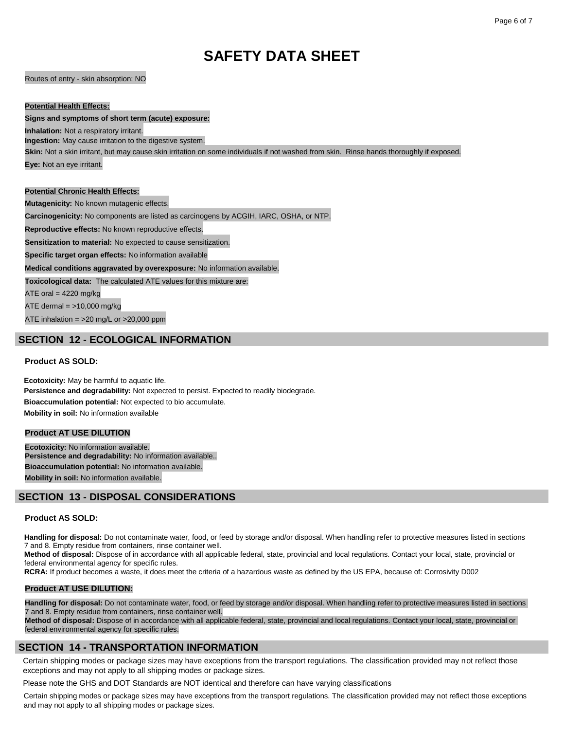# SAFETY DATA SHEET

Routes of entry - skin absorption: NO

**Potential Health Effects:**

**Signs and symptoms of short term (acute) exposure:**

**Inhalation:** Not a respiratory irritant.

**Ingestion:** May cause irritation to the digestive system.

**Skin:** Not a skin irritant, but may cause skin irritation on some individuals if not washed from skin. Rinse hands thoroughly if exposed.

**Eye:** Not an eye irritant.

**Potential Chronic Health Effects:**

**Mutagenicity:** No known mutagenic effects.

**Carcinogenicity:** No components are listed as carcinogens by ACGIH, IARC, OSHA, or NTP.

**Reproductive effects:** No known reproductive effects.

**Sensitization to material:** No expected to cause sensitization.

**Specific target organ effects:** No information available

**Medical conditions aggravated by overexposure:** No information available.

**Toxicological data:** The calculated ATE values for this mixture are:

ATE oral = 4220 mg/kg

ATE dermal = >10,000 mg/kg

ATE inhalation = >20 mg/L or >20,000 ppm

## SECTION 12 - ECOLOGICAL INFORMATION

### Product AS SOLD:

**Ecotoxicity:** May be harmful to aquatic life.
**Persistence and degradability:** Not expected to persist. Expected to readily biodegrade.
**Bioaccumulation potential:** Not expected to bio accumulate.
**Mobility in soil:** No information available

### Product AT USE DILUTION

**Ecotoxicity:** No information available.
**Persistence and degradability:** No information available..
**Bioaccumulation potential:** No information available.
**Mobility in soil:** No information available.

## SECTION 13 - DISPOSAL CONSIDERATIONS

### Product AS SOLD:

**Handling for disposal:** Do not contaminate water, food, or feed by storage and/or disposal. When handling refer to protective measures listed in sections 7 and 8. Empty residue from containers, rinse container well.
**Method of disposal:** Dispose of in accordance with all applicable federal, state, provincial and local regulations. Contact your local, state, provincial or federal environmental agency for specific rules.
**RCRA:** If product becomes a waste, it does meet the criteria of a hazardous waste as defined by the US EPA, because of: Corrosivity D002

### Product AT USE DILUTION:

**Handling for disposal:** Do not contaminate water, food, or feed by storage and/or disposal. When handling refer to protective measures listed in sections 7 and 8. Empty residue from containers, rinse container well.
**Method of disposal:** Dispose of in accordance with all applicable federal, state, provincial and local regulations. Contact your local, state, provincial or federal environmental agency for specific rules.

## SECTION 14 - TRANSPORTATION INFORMATION

Certain shipping modes or package sizes may have exceptions from the transport regulations. The classification provided may not reflect those exceptions and may not apply to all shipping modes or package sizes.

Please note the GHS and DOT Standards are NOT identical and therefore can have varying classifications

Certain shipping modes or package sizes may have exceptions from the transport regulations. The classification provided may not reflect those exceptions and may not apply to all shipping modes or package sizes.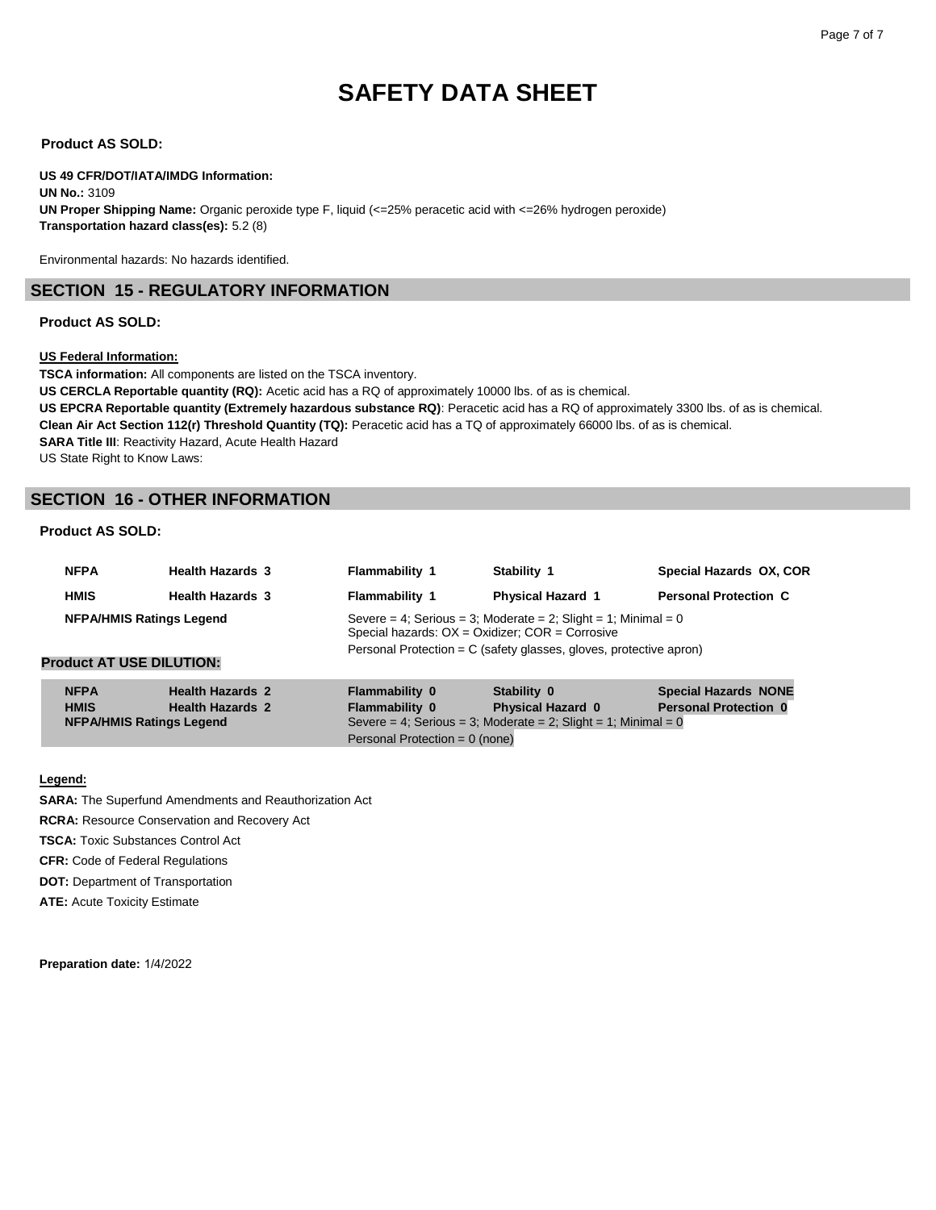# SAFETY DATA SHEET

**Product AS SOLD:**

**US 49 CFR/DOT/IATA/IMDG Information:**
**UN No.:** 3109
**UN Proper Shipping Name:** Organic peroxide type F, liquid (<=25% peracetic acid with <=26% hydrogen peroxide)
**Transportation hazard class(es):** 5.2 (8)

Environmental hazards: No hazards identified.

## SECTION 15 - REGULATORY INFORMATION

**Product AS SOLD:**

**US Federal Information:**

**TSCA information:** All components are listed on the TSCA inventory.
**US CERCLA Reportable quantity (RQ):** Acetic acid has a RQ of approximately 10000 lbs. of as is chemical.
**US EPCRA Reportable quantity (Extremely hazardous substance RQ)**: Peracetic acid has a RQ of approximately 3300 lbs. of as is chemical.
**Clean Air Act Section 112(r) Threshold Quantity (TQ):** Peracetic acid has a TQ of approximately 66000 lbs. of as is chemical.
**SARA Title III**: Reactivity Hazard, Acute Health Hazard
US State Right to Know Laws:

## SECTION 16 - OTHER INFORMATION

**Product AS SOLD:**

| | | | | |
|---|---|---|---|---|
| **NFPA** | **Health Hazards 3** | **Flammability 1** | **Stability 1** | **Special Hazards OX, COR** |
| **HMIS** | **Health Hazards 3** | **Flammability 1** | **Physical Hazard 1** | **Personal Protection C** |
| **NFPA/HMIS Ratings Legend** | | Severe = 4; Serious = 3; Moderate = 2; Slight = 1; Minimal = 0<br>Special hazards: OX = Oxidizer; COR = Corrosive<br>Personal Protection = C (safety glasses, gloves, protective apron) | | |

**Product AT USE DILUTION:**

| | | | | |
|---|---|---|---|---|
| **NFPA** | **Health Hazards 2** | **Flammability 0** | **Stability 0** | **Special Hazards NONE** |
| **HMIS** | **Health Hazards 2** | **Flammability 0** | **Physical Hazard 0** | **Personal Protection 0** |
| **NFPA/HMIS Ratings Legend** | | Severe = 4; Serious = 3; Moderate = 2; Slight = 1; Minimal = 0<br>Personal Protection = 0 (none) | | |

**Legend:**

**SARA:** The Superfund Amendments and Reauthorization Act

**RCRA:** Resource Conservation and Recovery Act

**TSCA:** Toxic Substances Control Act

**CFR:** Code of Federal Regulations

**DOT:** Department of Transportation

**ATE:** Acute Toxicity Estimate

**Preparation date:** 1/4/2022